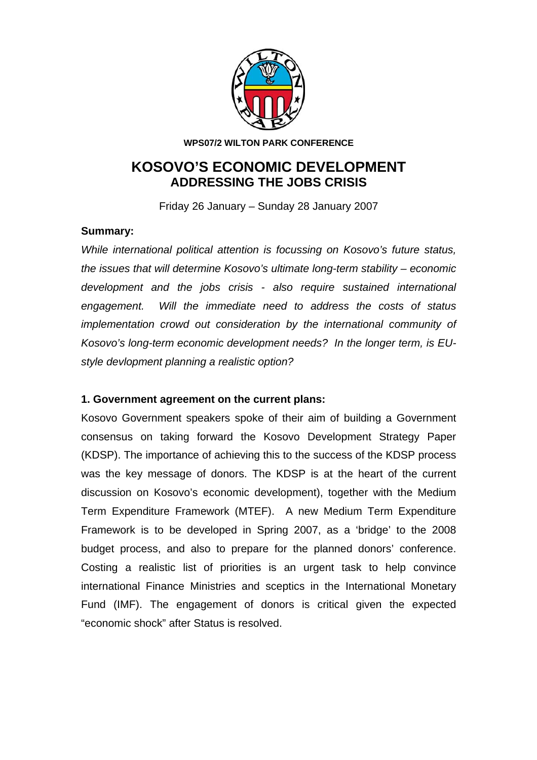**WPS07/2 WILTON PARK CONFERENCE**

# KOSOVO'S ECONOMIC DEVELOPMENT
## ADDRESSING THE JOBS CRISIS

Friday 26 January – Sunday 28 January 2007

**Summary:**

*While international political attention is focussing on Kosovo's future status, the issues that will determine Kosovo's ultimate long-term stability – economic development and the jobs crisis - also require sustained international engagement. Will the immediate need to address the costs of status implementation crowd out consideration by the international community of Kosovo's long-term economic development needs? In the longer term, is EU-style devlopment planning a realistic option?*

**1. Government agreement on the current plans:**

Kosovo Government speakers spoke of their aim of building a Government consensus on taking forward the Kosovo Development Strategy Paper (KDSP). The importance of achieving this to the success of the KDSP process was the key message of donors. The KDSP is at the heart of the current discussion on Kosovo's economic development), together with the Medium Term Expenditure Framework (MTEF). A new Medium Term Expenditure Framework is to be developed in Spring 2007, as a 'bridge' to the 2008 budget process, and also to prepare for the planned donors' conference. Costing a realistic list of priorities is an urgent task to help convince international Finance Ministries and sceptics in the International Monetary Fund (IMF). The engagement of donors is critical given the expected "economic shock" after Status is resolved.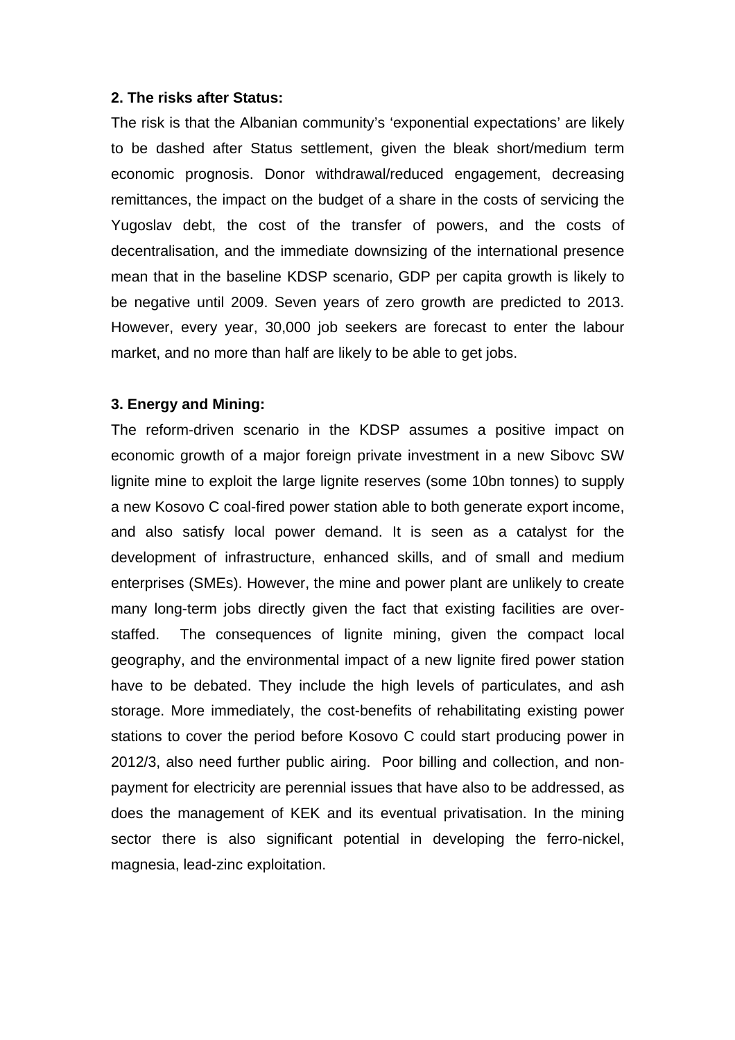**2. The risks after Status:**

The risk is that the Albanian community's 'exponential expectations' are likely to be dashed after Status settlement, given the bleak short/medium term economic prognosis. Donor withdrawal/reduced engagement, decreasing remittances, the impact on the budget of a share in the costs of servicing the Yugoslav debt, the cost of the transfer of powers, and the costs of decentralisation, and the immediate downsizing of the international presence mean that in the baseline KDSP scenario, GDP per capita growth is likely to be negative until 2009. Seven years of zero growth are predicted to 2013. However, every year, 30,000 job seekers are forecast to enter the labour market, and no more than half are likely to be able to get jobs.

**3. Energy and Mining:**

The reform-driven scenario in the KDSP assumes a positive impact on economic growth of a major foreign private investment in a new Sibovc SW lignite mine to exploit the large lignite reserves (some 10bn tonnes) to supply a new Kosovo C coal-fired power station able to both generate export income, and also satisfy local power demand. It is seen as a catalyst for the development of infrastructure, enhanced skills, and of small and medium enterprises (SMEs). However, the mine and power plant are unlikely to create many long-term jobs directly given the fact that existing facilities are over-staffed. The consequences of lignite mining, given the compact local geography, and the environmental impact of a new lignite fired power station have to be debated. They include the high levels of particulates, and ash storage. More immediately, the cost-benefits of rehabilitating existing power stations to cover the period before Kosovo C could start producing power in 2012/3, also need further public airing. Poor billing and collection, and non-payment for electricity are perennial issues that have also to be addressed, as does the management of KEK and its eventual privatisation. In the mining sector there is also significant potential in developing the ferro-nickel, magnesia, lead-zinc exploitation.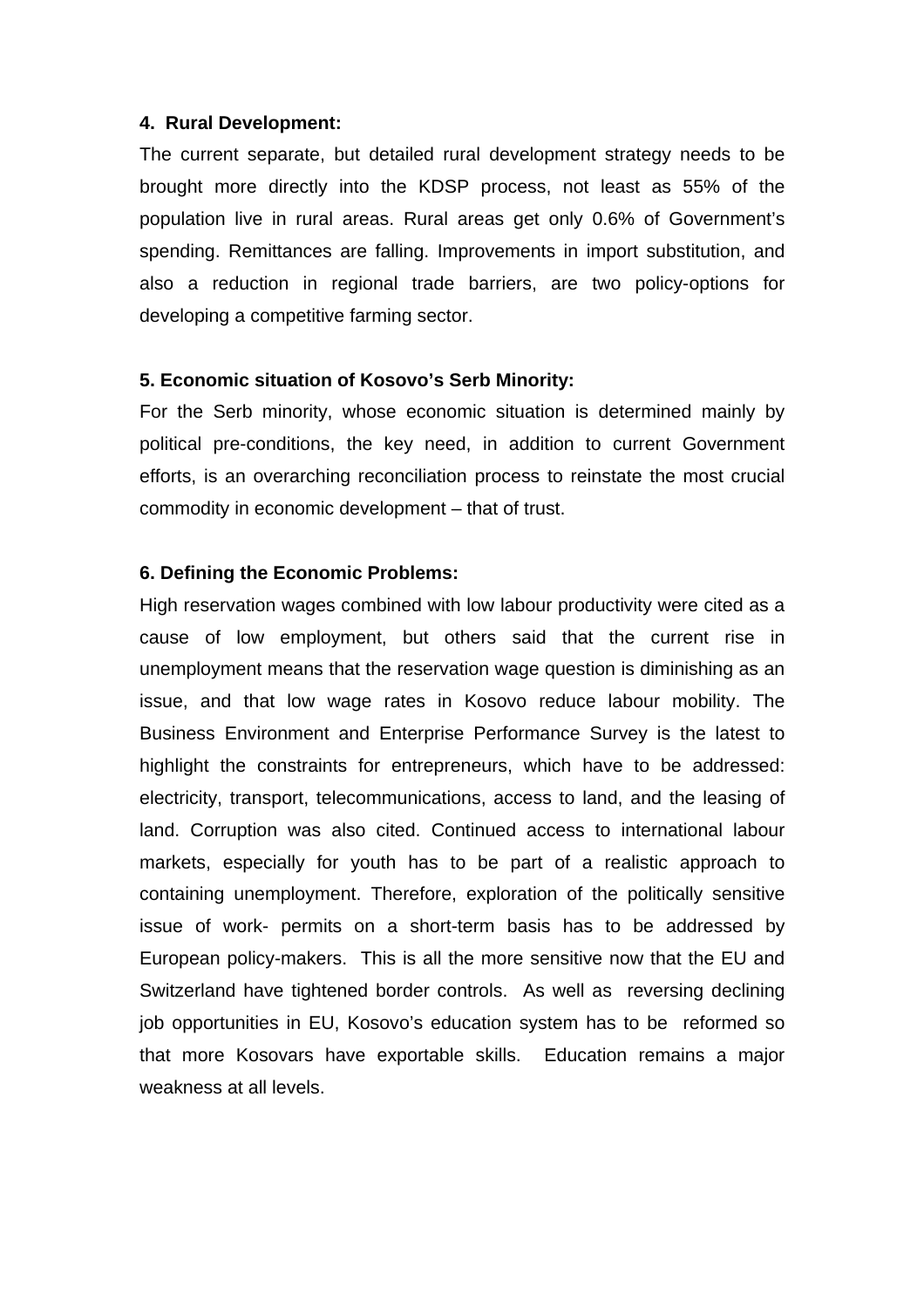**4. Rural Development:**

The current separate, but detailed rural development strategy needs to be brought more directly into the KDSP process, not least as 55% of the population live in rural areas. Rural areas get only 0.6% of Government's spending. Remittances are falling. Improvements in import substitution, and also a reduction in regional trade barriers, are two policy-options for developing a competitive farming sector.

**5. Economic situation of Kosovo's Serb Minority:**

For the Serb minority, whose economic situation is determined mainly by political pre-conditions, the key need, in addition to current Government efforts, is an overarching reconciliation process to reinstate the most crucial commodity in economic development – that of trust.

**6. Defining the Economic Problems:**

High reservation wages combined with low labour productivity were cited as a cause of low employment, but others said that the current rise in unemployment means that the reservation wage question is diminishing as an issue, and that low wage rates in Kosovo reduce labour mobility. The Business Environment and Enterprise Performance Survey is the latest to highlight the constraints for entrepreneurs, which have to be addressed: electricity, transport, telecommunications, access to land, and the leasing of land. Corruption was also cited. Continued access to international labour markets, especially for youth has to be part of a realistic approach to containing unemployment. Therefore, exploration of the politically sensitive issue of work- permits on a short-term basis has to be addressed by European policy-makers. This is all the more sensitive now that the EU and Switzerland have tightened border controls. As well as reversing declining job opportunities in EU, Kosovo's education system has to be reformed so that more Kosovars have exportable skills. Education remains a major weakness at all levels.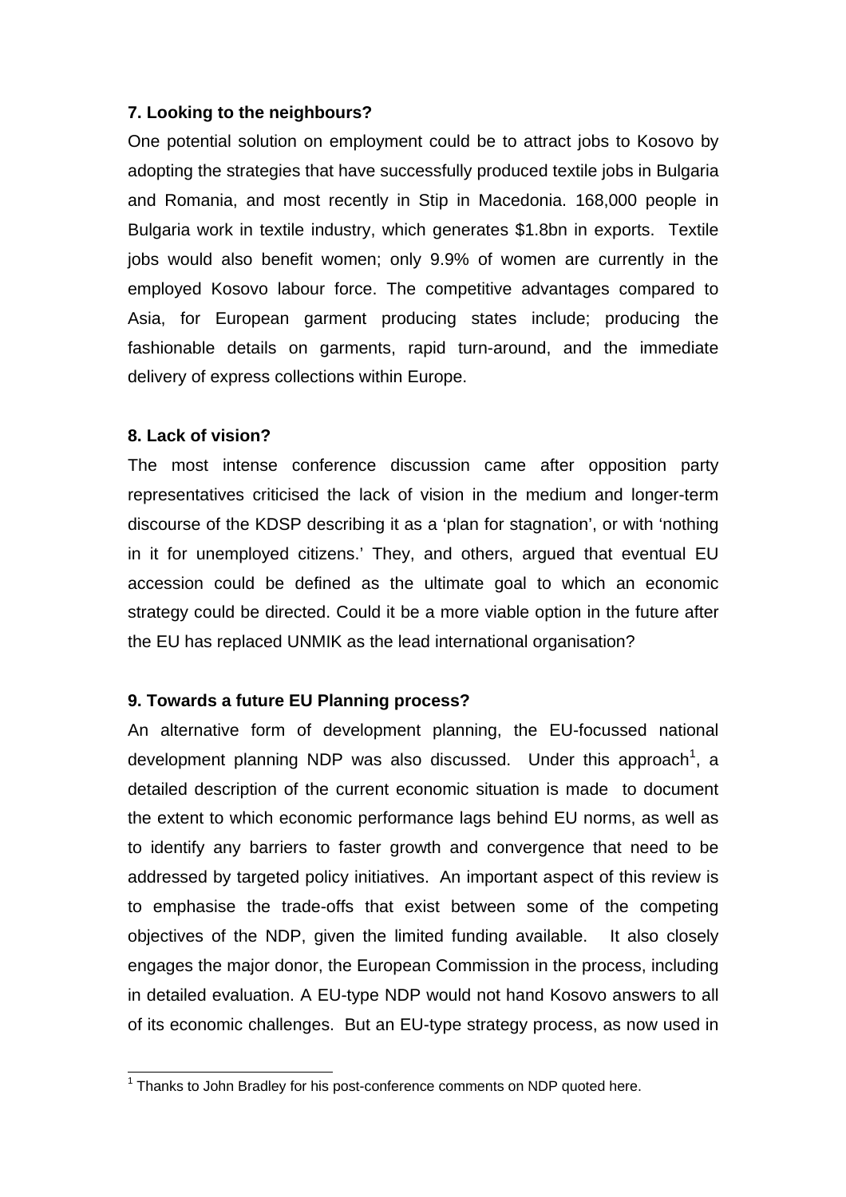**7. Looking to the neighbours?**

One potential solution on employment could be to attract jobs to Kosovo by adopting the strategies that have successfully produced textile jobs in Bulgaria and Romania, and most recently in Stip in Macedonia. 168,000 people in Bulgaria work in textile industry, which generates $1.8bn in exports. Textile jobs would also benefit women; only 9.9% of women are currently in the employed Kosovo labour force. The competitive advantages compared to Asia, for European garment producing states include; producing the fashionable details on garments, rapid turn-around, and the immediate delivery of express collections within Europe.

**8. Lack of vision?**

The most intense conference discussion came after opposition party representatives criticised the lack of vision in the medium and longer-term discourse of the KDSP describing it as a 'plan for stagnation', or with 'nothing in it for unemployed citizens.' They, and others, argued that eventual EU accession could be defined as the ultimate goal to which an economic strategy could be directed. Could it be a more viable option in the future after the EU has replaced UNMIK as the lead international organisation?

**9. Towards a future EU Planning process?**

An alternative form of development planning, the EU-focussed national development planning NDP was also discussed. Under this approach[1], a detailed description of the current economic situation is made to document the extent to which economic performance lags behind EU norms, as well as to identify any barriers to faster growth and convergence that need to be addressed by targeted policy initiatives. An important aspect of this review is to emphasise the trade-offs that exist between some of the competing objectives of the NDP, given the limited funding available. It also closely engages the major donor, the European Commission in the process, including in detailed evaluation. A EU-type NDP would not hand Kosovo answers to all of its economic challenges. But an EU-type strategy process, as now used in

[1] Thanks to John Bradley for his post-conference comments on NDP quoted here.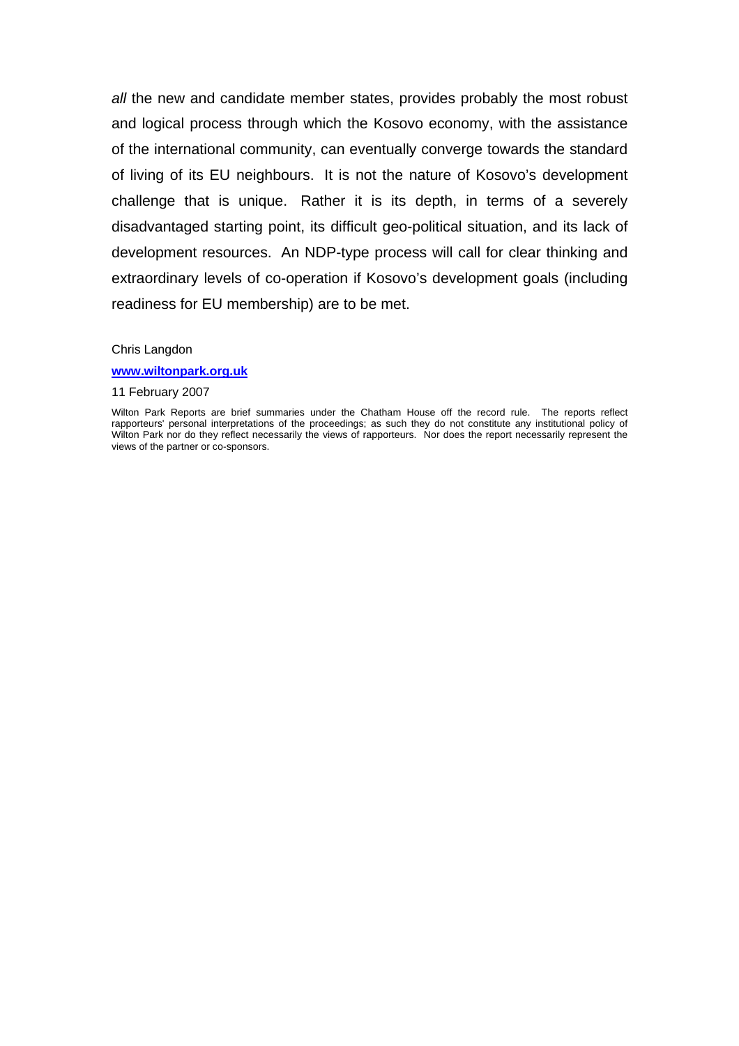*all* the new and candidate member states, provides probably the most robust and logical process through which the Kosovo economy, with the assistance of the international community, can eventually converge towards the standard of living of its EU neighbours. It is not the nature of Kosovo's development challenge that is unique. Rather it is its depth, in terms of a severely disadvantaged starting point, its difficult geo-political situation, and its lack of development resources. An NDP-type process will call for clear thinking and extraordinary levels of co-operation if Kosovo's development goals (including readiness for EU membership) are to be met.

Chris Langdon

**www.wiltonpark.org.uk**

11 February 2007

Wilton Park Reports are brief summaries under the Chatham House off the record rule. The reports reflect rapporteurs' personal interpretations of the proceedings; as such they do not constitute any institutional policy of Wilton Park nor do they reflect necessarily the views of rapporteurs. Nor does the report necessarily represent the views of the partner or co-sponsors.